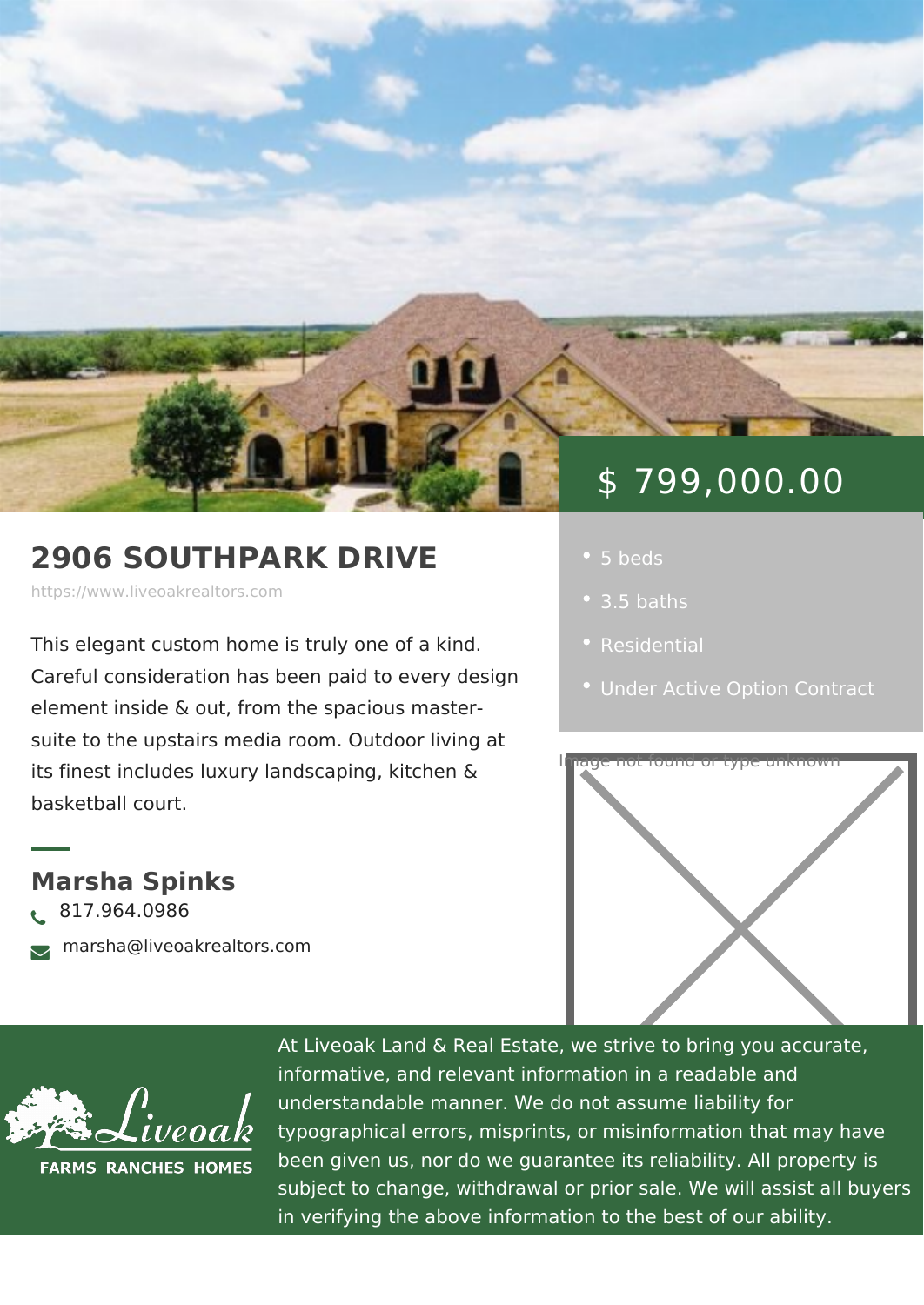# 2906 SOUTHPARK DRIVE

https://www.liveoakrealtors.com

$ 799,000.00

- 5 beds
- 3.5 baths
- Residential
- Under Active Option Contract

This elegant custom home is truly one of a kind. Careful consideration has been paid to every design element inside & out, from the spacious master-suite to the upstairs media room. Outdoor living at its finest includes luxury landscaping, kitchen & basketball court.

Image not found or type unknown

## Marsha Spinks

817.964.0986

marsha@liveoakrealtors.com

Liveoak FARMS RANCHES HOMES

At Liveoak Land & Real Estate, we strive to bring you accurate, informative, and relevant information in a readable and understandable manner. We do not assume liability for typographical errors, misprints, or misinformation that may have been given us, nor do we guarantee its reliability. All property is subject to change, withdrawal or prior sale. We will assist all buyers in verifying the above information to the best of our ability.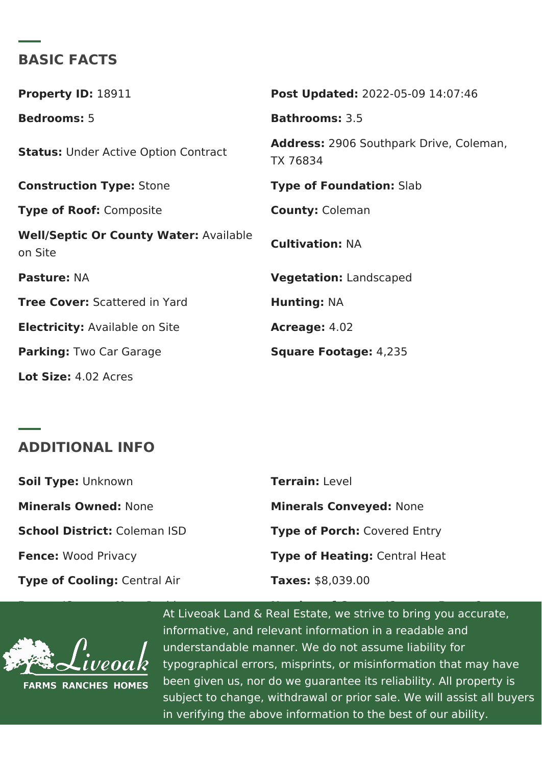## BASIC FACTS

**Property ID:** 18911

**Post Updated:** 2022-05-09 14:07:46

**Bedrooms:** 5

**Bathrooms:** 3.5

**Status:** Under Active Option Contract

**Address:** 2906 Southpark Drive, Coleman, TX 76834

**Construction Type:** Stone

**Type of Foundation:** Slab

**Type of Roof:** Composite

**County:** Coleman

**Well/Septic Or County Water:** Available on Site

**Cultivation:** NA

**Pasture:** NA

**Vegetation:** Landscaped

**Tree Cover:** Scattered in Yard

**Hunting:** NA

**Electricity:** Available on Site

**Acreage:** 4.02

**Parking:** Two Car Garage

**Square Footage:** 4,235

**Lot Size:** 4.02 Acres

## ADDITIONAL INFO

**Soil Type:** Unknown

**Terrain:** Level

**Minerals Owned:** None

**Minerals Conveyed:** None

**School District:** Coleman ISD

**Type of Porch:** Covered Entry

**Fence:** Wood Privacy

**Type of Heating:** Central Heat

**Type of Cooling:** Central Air

**Taxes:** $8,039.00

At Liveoak Land & Real Estate, we strive to bring you accurate, informative, and relevant information in a readable and understandable manner. We do not assume liability for typographical errors, misprints, or misinformation that may have been given us, nor do we guarantee its reliability. All property is subject to change, withdrawal or prior sale. We will assist all buyers in verifying the above information to the best of our ability.

Liveoak FARMS RANCHES HOMES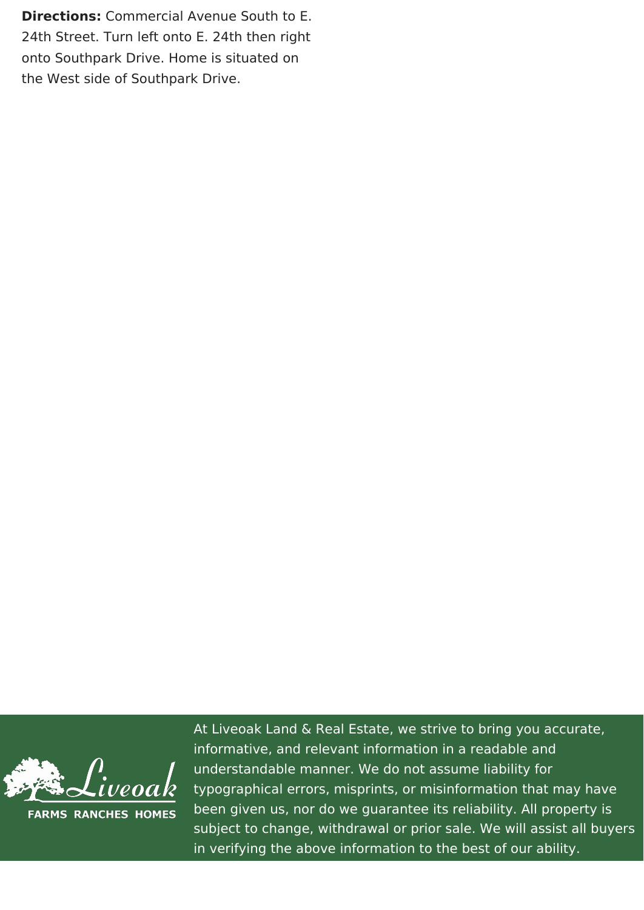**Directions:** Commercial Avenue South to E. 24th Street. Turn left onto E. 24th then right onto Southpark Drive. Home is situated on the West side of Southpark Drive.

Liveoak

FARMS RANCHES HOMES

At Liveoak Land & Real Estate, we strive to bring you accurate, informative, and relevant information in a readable and understandable manner. We do not assume liability for typographical errors, misprints, or misinformation that may have been given us, nor do we guarantee its reliability. All property is subject to change, withdrawal or prior sale. We will assist all buyers in verifying the above information to the best of our ability.